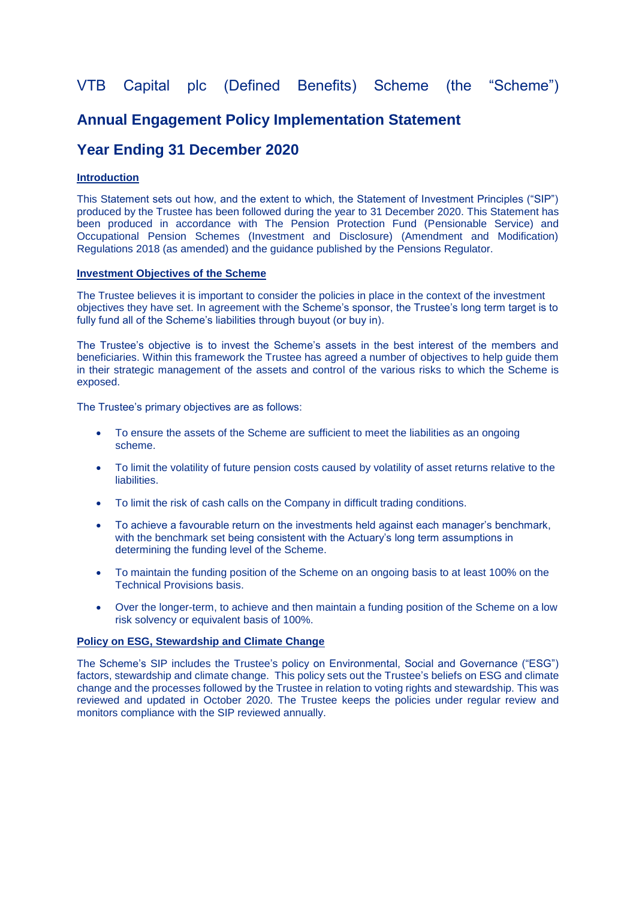// VTB Capital plc (Defined Benefits) Scheme (the "Scheme")

# Annual Engagement Policy Implementation Statement

## Year Ending 31 December 2020

### Introduction

This Statement sets out how, and the extent to which, the Statement of Investment Principles ("SIP") produced by the Trustee has been followed during the year to 31 December 2020. This Statement has been produced in accordance with The Pension Protection Fund (Pensionable Service) and Occupational Pension Schemes (Investment and Disclosure) (Amendment and Modification) Regulations 2018 (as amended) and the guidance published by the Pensions Regulator.

### Investment Objectives of the Scheme

The Trustee believes it is important to consider the policies in place in the context of the investment objectives they have set. In agreement with the Scheme's sponsor, the Trustee's long term target is to fully fund all of the Scheme's liabilities through buyout (or buy in).

The Trustee's objective is to invest the Scheme's assets in the best interest of the members and beneficiaries. Within this framework the Trustee has agreed a number of objectives to help guide them in their strategic management of the assets and control of the various risks to which the Scheme is exposed.

The Trustee's primary objectives are as follows:

- To ensure the assets of the Scheme are sufficient to meet the liabilities as an ongoing scheme.
- To limit the volatility of future pension costs caused by volatility of asset returns relative to the liabilities.
- To limit the risk of cash calls on the Company in difficult trading conditions.
- To achieve a favourable return on the investments held against each manager's benchmark, with the benchmark set being consistent with the Actuary's long term assumptions in determining the funding level of the Scheme.
- To maintain the funding position of the Scheme on an ongoing basis to at least 100% on the Technical Provisions basis.
- Over the longer-term, to achieve and then maintain a funding position of the Scheme on a low risk solvency or equivalent basis of 100%.

### Policy on ESG, Stewardship and Climate Change

The Scheme's SIP includes the Trustee's policy on Environmental, Social and Governance ("ESG") factors, stewardship and climate change. This policy sets out the Trustee's beliefs on ESG and climate change and the processes followed by the Trustee in relation to voting rights and stewardship. This was reviewed and updated in October 2020. The Trustee keeps the policies under regular review and monitors compliance with the SIP reviewed annually.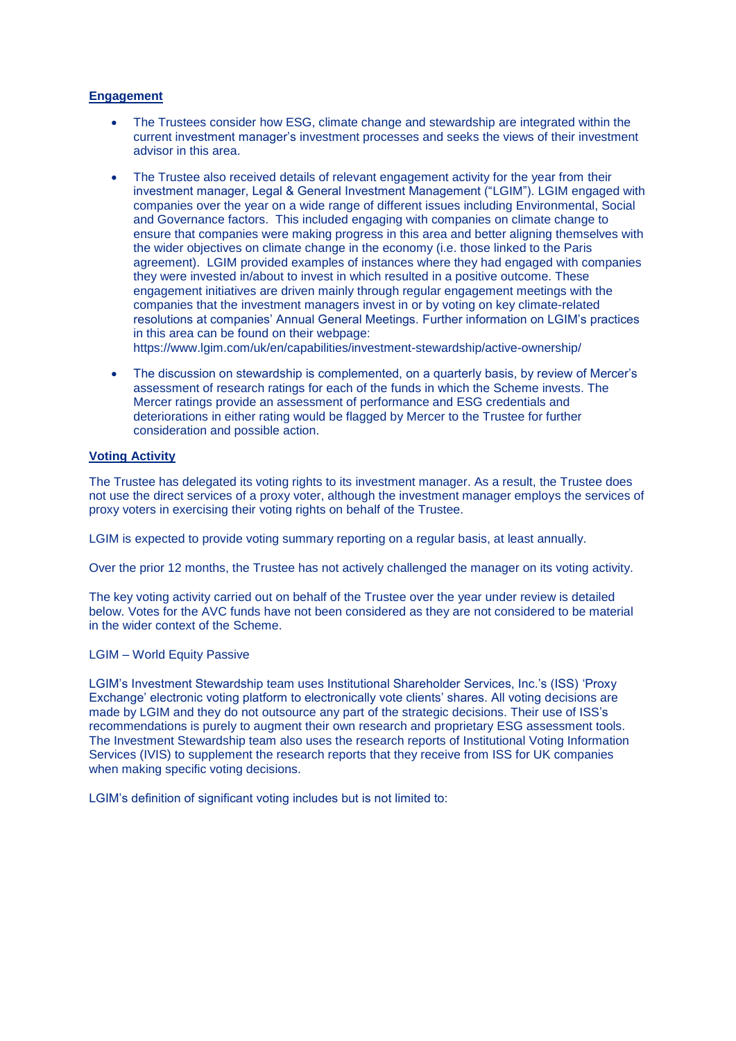## Engagement

- The Trustees consider how ESG, climate change and stewardship are integrated within the current investment manager's investment processes and seeks the views of their investment advisor in this area.
- The Trustee also received details of relevant engagement activity for the year from their investment manager, Legal & General Investment Management ("LGIM"). LGIM engaged with companies over the year on a wide range of different issues including Environmental, Social and Governance factors. This included engaging with companies on climate change to ensure that companies were making progress in this area and better aligning themselves with the wider objectives on climate change in the economy (i.e. those linked to the Paris agreement). LGIM provided examples of instances where they had engaged with companies they were invested in/about to invest in which resulted in a positive outcome. These engagement initiatives are driven mainly through regular engagement meetings with the companies that the investment managers invest in or by voting on key climate-related resolutions at companies' Annual General Meetings. Further information on LGIM's practices in this area can be found on their webpage:
https://www.lgim.com/uk/en/capabilities/investment-stewardship/active-ownership/
- The discussion on stewardship is complemented, on a quarterly basis, by review of Mercer's assessment of research ratings for each of the funds in which the Scheme invests. The Mercer ratings provide an assessment of performance and ESG credentials and deteriorations in either rating would be flagged by Mercer to the Trustee for further consideration and possible action.

## Voting Activity

The Trustee has delegated its voting rights to its investment manager. As a result, the Trustee does not use the direct services of a proxy voter, although the investment manager employs the services of proxy voters in exercising their voting rights on behalf of the Trustee.

LGIM is expected to provide voting summary reporting on a regular basis, at least annually.

Over the prior 12 months, the Trustee has not actively challenged the manager on its voting activity.

The key voting activity carried out on behalf of the Trustee over the year under review is detailed below. Votes for the AVC funds have not been considered as they are not considered to be material in the wider context of the Scheme.

LGIM – World Equity Passive

LGIM's Investment Stewardship team uses Institutional Shareholder Services, Inc.'s (ISS) 'Proxy Exchange' electronic voting platform to electronically vote clients' shares. All voting decisions are made by LGIM and they do not outsource any part of the strategic decisions. Their use of ISS's recommendations is purely to augment their own research and proprietary ESG assessment tools. The Investment Stewardship team also uses the research reports of Institutional Voting Information Services (IVIS) to supplement the research reports that they receive from ISS for UK companies when making specific voting decisions.

LGIM's definition of significant voting includes but is not limited to: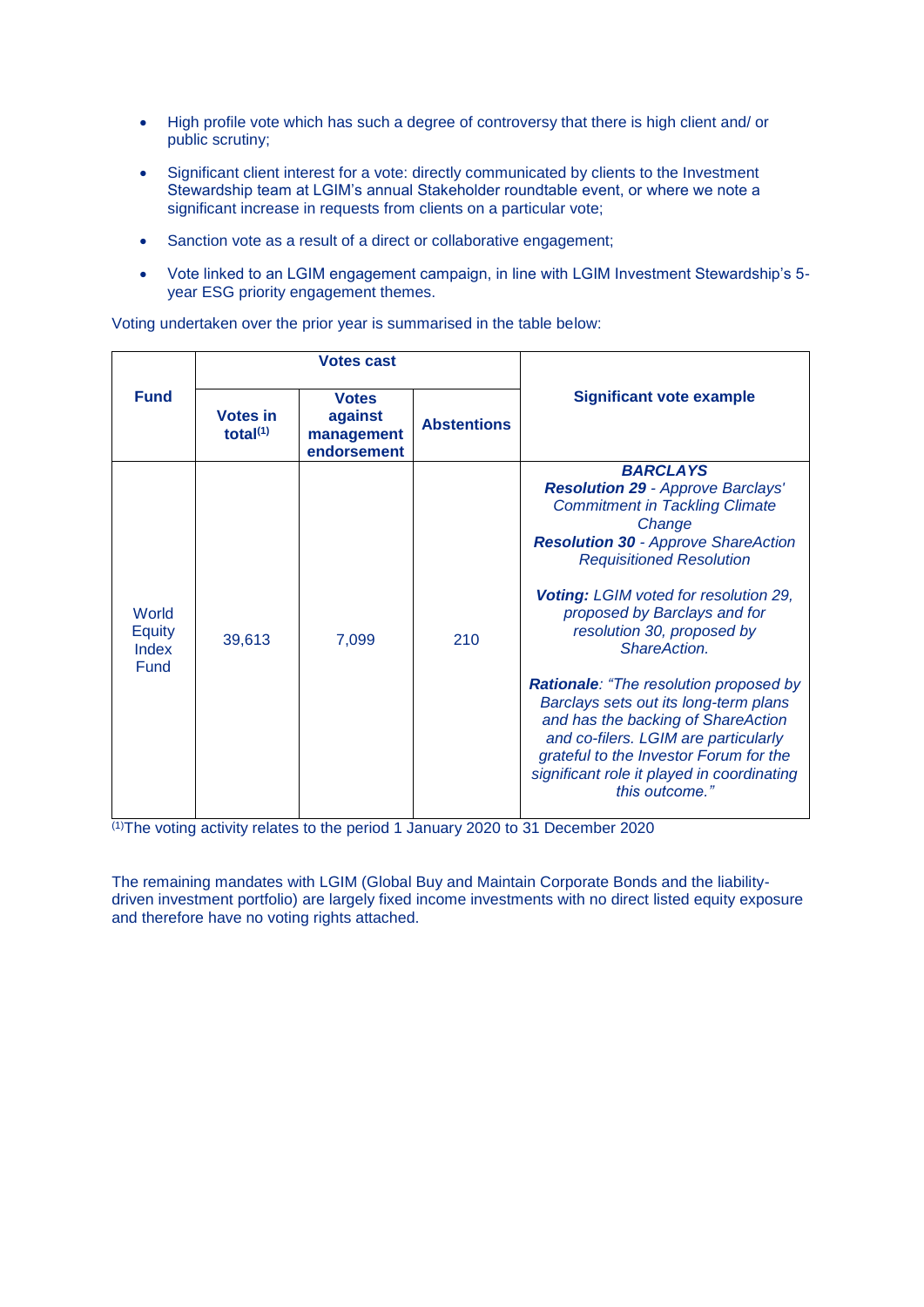- High profile vote which has such a degree of controversy that there is high client and/ or public scrutiny;
- Significant client interest for a vote: directly communicated by clients to the Investment Stewardship team at LGIM's annual Stakeholder roundtable event, or where we note a significant increase in requests from clients on a particular vote;
- Sanction vote as a result of a direct or collaborative engagement;
- Vote linked to an LGIM engagement campaign, in line with LGIM Investment Stewardship's 5-year ESG priority engagement themes.

Voting undertaken over the prior year is summarised in the table below:

| **Fund** | **Votes cast** | | | **Significant vote example** |
|---|---|---|---|---|
| | **Votes in total**[1] | **Votes against management endorsement** | **Abstentions** | |
| World Equity Index Fund | 39,613 | 7,099 | 210 | ***BARCLAYS*** ***Resolution 29*** *- Approve Barclays' Commitment in Tackling Climate Change* ***Resolution 30*** *- Approve ShareAction Requisitioned Resolution* ***Voting:*** *LGIM voted for resolution 29, proposed by Barclays and for resolution 30, proposed by ShareAction.* ***Rationale****: "The resolution proposed by Barclays sets out its long-term plans and has the backing of ShareAction and co-filers. LGIM are particularly grateful to the Investor Forum for the significant role it played in coordinating this outcome."* |

[1]The voting activity relates to the period 1 January 2020 to 31 December 2020

The remaining mandates with LGIM (Global Buy and Maintain Corporate Bonds and the liability-driven investment portfolio) are largely fixed income investments with no direct listed equity exposure and therefore have no voting rights attached.